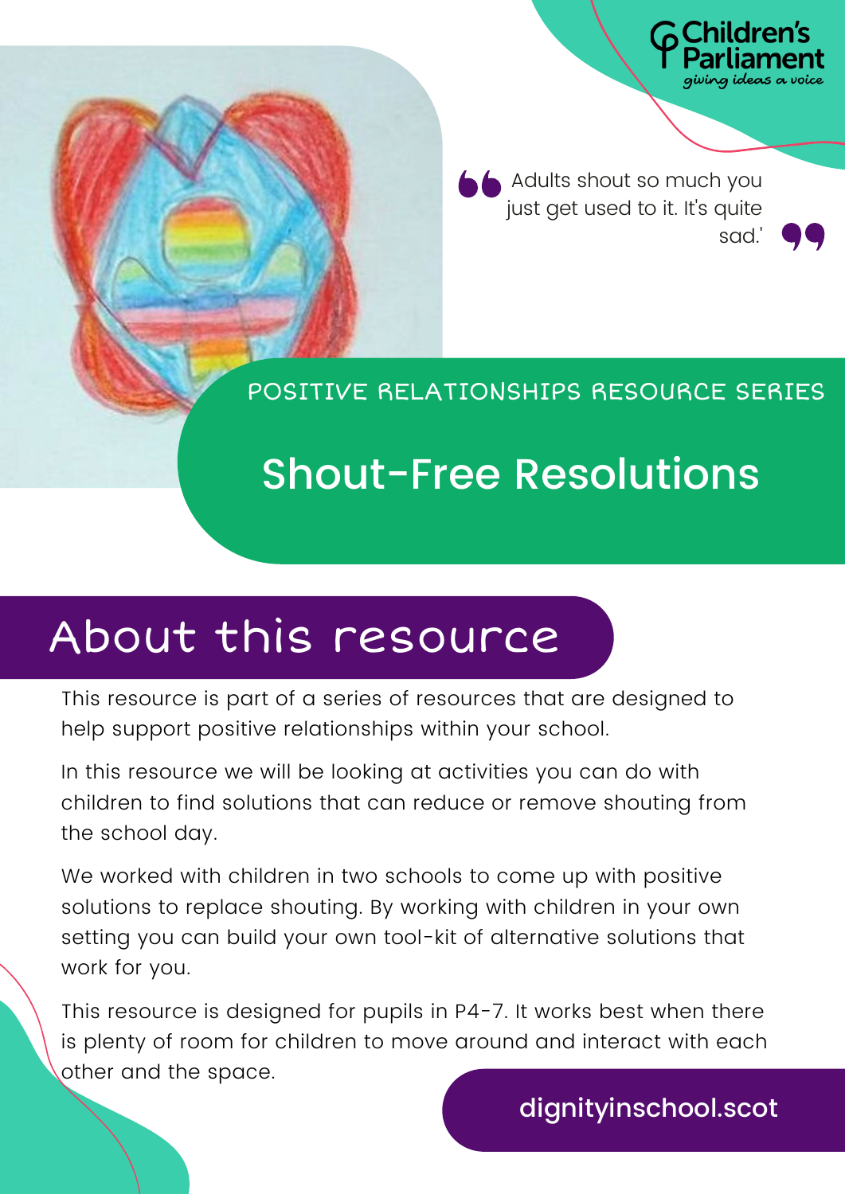Children's Parliament
*giving ideas a voice*

> "Adults shout so much you just get used to it. It's quite sad.'

POSITIVE RELATIONSHIPS RESOURCE SERIES

# Shout-Free Resolutions

## About this resource

This resource is part of a series of resources that are designed to help support positive relationships within your school.

In this resource we will be looking at activities you can do with children to find solutions that can reduce or remove shouting from the school day.

We worked with children in two schools to come up with positive solutions to replace shouting. By working with children in your own setting you can build your own tool-kit of alternative solutions that work for you.

This resource is designed for pupils in P4-7. It works best when there is plenty of room for children to move around and interact with each other and the space.

dignityinschool.scot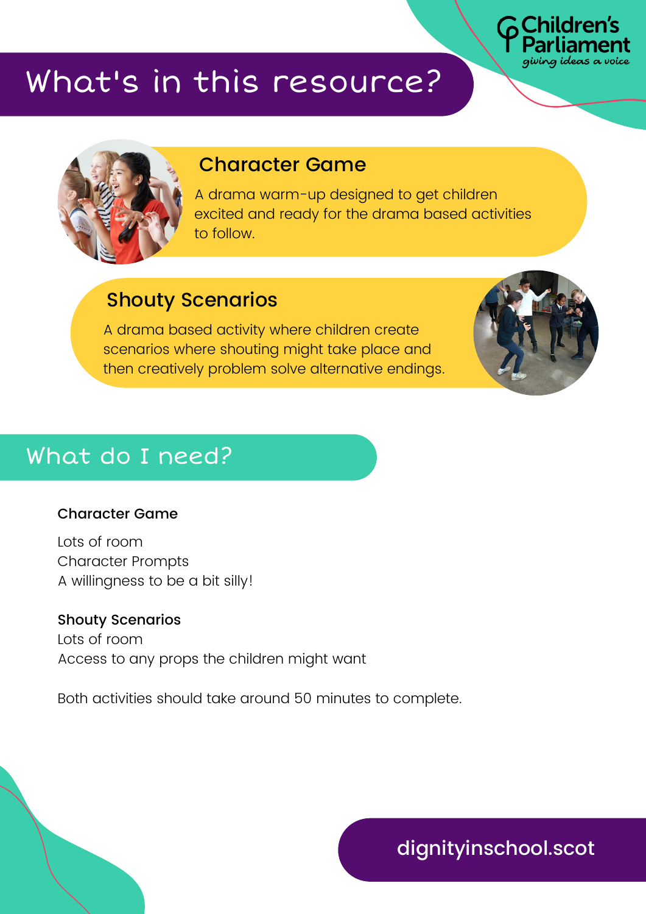# What's in this resource?

### Character Game

A drama warm-up designed to get children excited and ready for the drama based activities to follow.

### Shouty Scenarios

A drama based activity where children create scenarios where shouting might take place and then creatively problem solve alternative endings.

# What do I need?

**Character Game**

Lots of room
Character Prompts
A willingness to be a bit silly!

**Shouty Scenarios**
Lots of room
Access to any props the children might want

Both activities should take around 50 minutes to complete.

dignityinschool.scot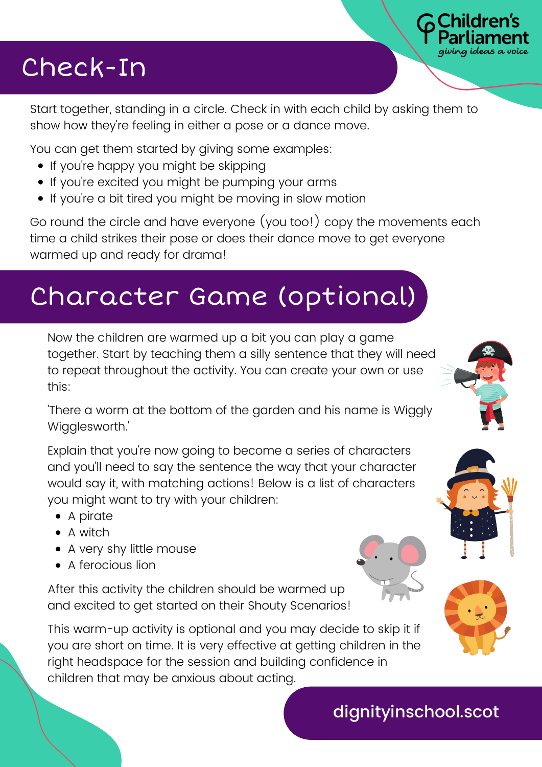# Check-In

Start together, standing in a circle. Check in with each child by asking them to show how they're feeling in either a pose or a dance move.

You can get them started by giving some examples:

- If you're happy you might be skipping
- If you're excited you might be pumping your arms
- If you're a bit tired you might be moving in slow motion

Go round the circle and have everyone (you too!) copy the movements each time a child strikes their pose or does their dance move to get everyone warmed up and ready for drama!

# Character Game (optional)

Now the children are warmed up a bit you can play a game together. Start by teaching them a silly sentence that they will need to repeat throughout the activity. You can create your own or use this:

'There a worm at the bottom of the garden and his name is Wiggly Wigglesworth.'

Explain that you're now going to become a series of characters and you'll need to say the sentence the way that your character would say it, with matching actions! Below is a list of characters you might want to try with your children:

- A pirate
- A witch
- A very shy little mouse
- A ferocious lion

After this activity the children should be warmed up and excited to get started on their Shouty Scenarios!

This warm-up activity is optional and you may decide to skip it if you are short on time. It is very effective at getting children in the right headspace for the session and building confidence in children that may be anxious about acting.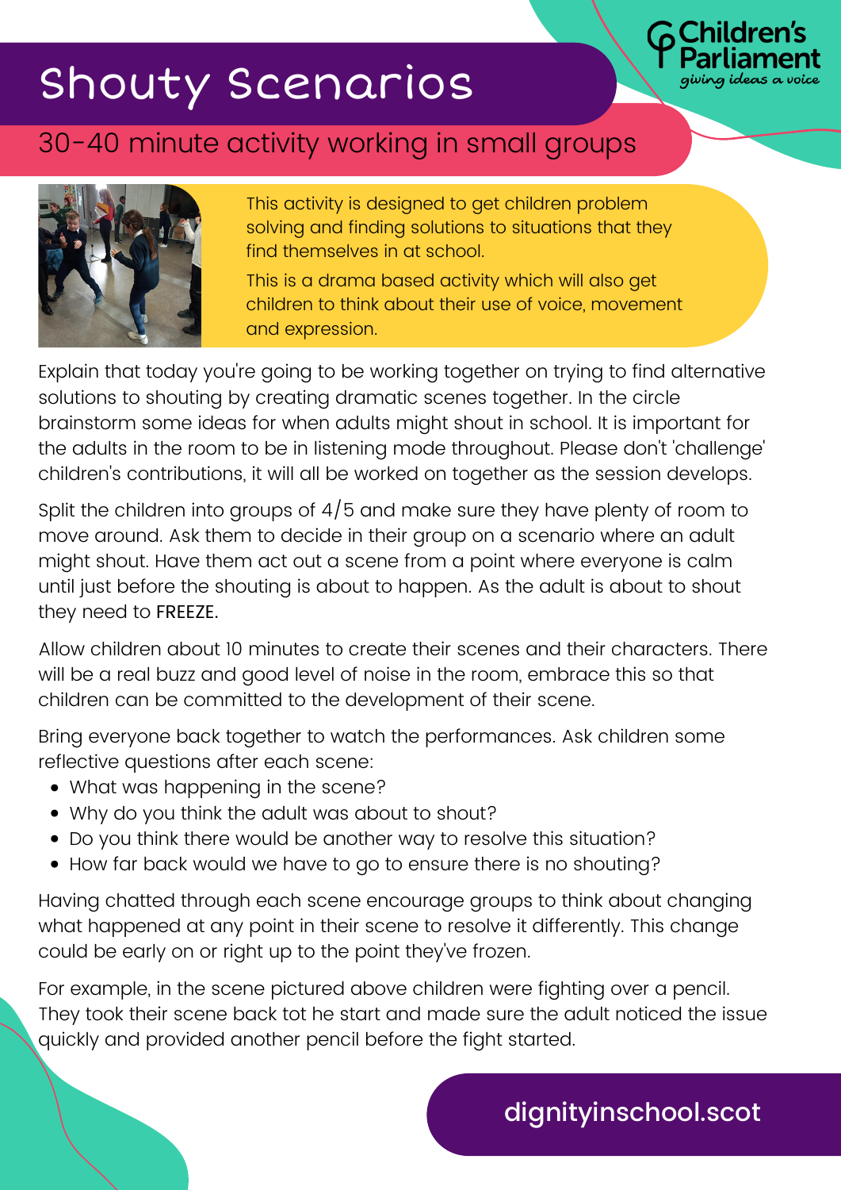# Shouty Scenarios

## 30-40 minute activity working in small groups

This activity is designed to get children problem solving and finding solutions to situations that they find themselves in at school.

This is a drama based activity which will also get children to think about their use of voice, movement and expression.

Explain that today you're going to be working together on trying to find alternative solutions to shouting by creating dramatic scenes together. In the circle brainstorm some ideas for when adults might shout in school. It is important for the adults in the room to be in listening mode throughout. Please don't 'challenge' children's contributions, it will all be worked on together as the session develops.

Split the children into groups of 4/5 and make sure they have plenty of room to move around. Ask them to decide in their group on a scenario where an adult might shout. Have them act out a scene from a point where everyone is calm until just before the shouting is about to happen. As the adult is about to shout they need to FREEZE.

Allow children about 10 minutes to create their scenes and their characters. There will be a real buzz and good level of noise in the room, embrace this so that children can be committed to the development of their scene.

Bring everyone back together to watch the performances. Ask children some reflective questions after each scene:

- What was happening in the scene?
- Why do you think the adult was about to shout?
- Do you think there would be another way to resolve this situation?
- How far back would we have to go to ensure there is no shouting?

Having chatted through each scene encourage groups to think about changing what happened at any point in their scene to resolve it differently. This change could be early on or right up to the point they've frozen.

For example, in the scene pictured above children were fighting over a pencil. They took their scene back tot he start and made sure the adult noticed the issue quickly and provided another pencil before the fight started.

dignityinschool.scot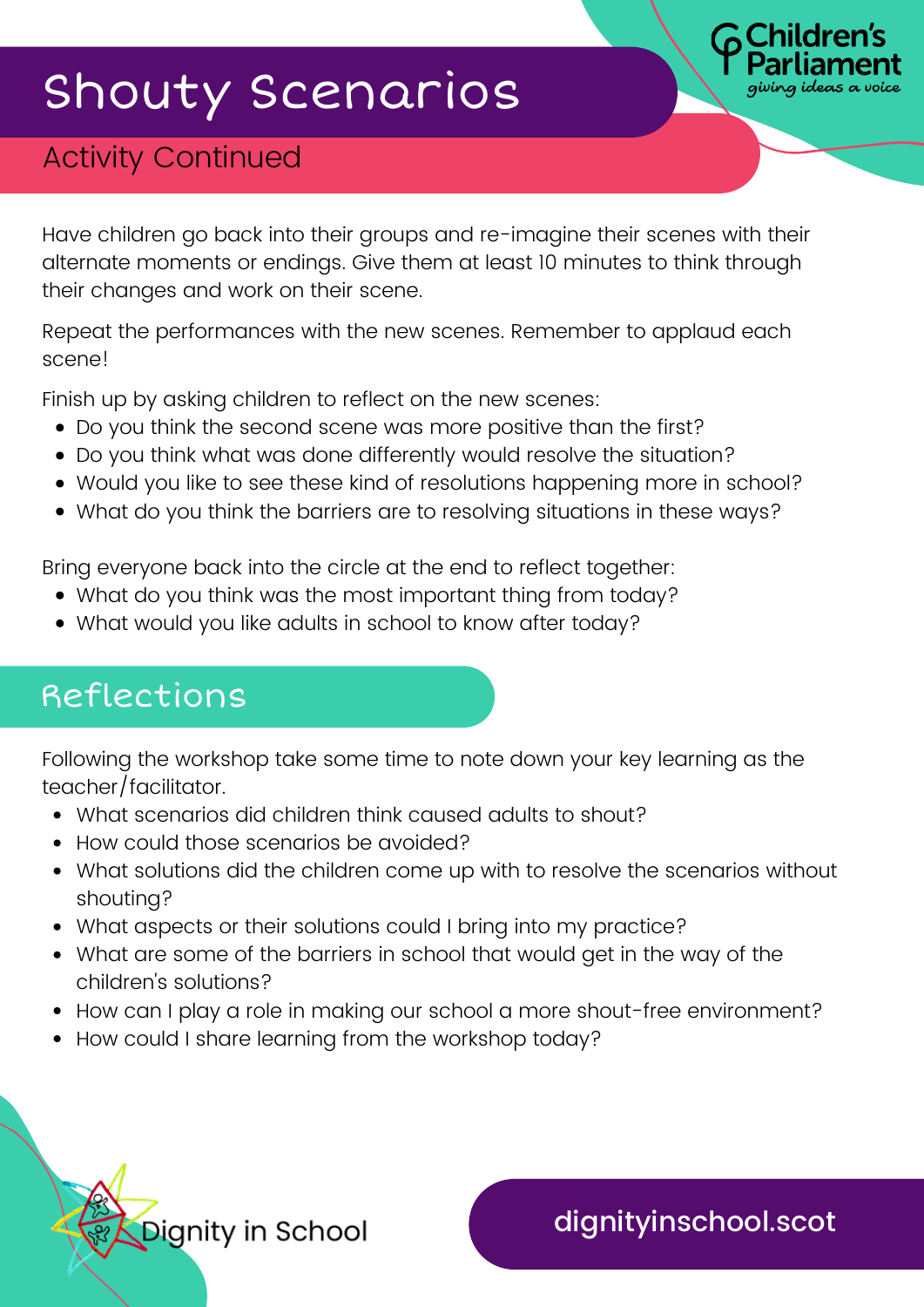# Shouty Scenarios

## Activity Continued

Have children go back into their groups and re-imagine their scenes with their alternate moments or endings. Give them at least 10 minutes to think through their changes and work on their scene.

Repeat the performances with the new scenes. Remember to applaud each scene!

Finish up by asking children to reflect on the new scenes:

- Do you think the second scene was more positive than the first?
- Do you think what was done differently would resolve the situation?
- Would you like to see these kind of resolutions happening more in school?
- What do you think the barriers are to resolving situations in these ways?

Bring everyone back into the circle at the end to reflect together:

- What do you think was the most important thing from today?
- What would you like adults in school to know after today?

## Reflections

Following the workshop take some time to note down your key learning as the teacher/facilitator.

- What scenarios did children think caused adults to shout?
- How could those scenarios be avoided?
- What solutions did the children come up with to resolve the scenarios without shouting?
- What aspects or their solutions could I bring into my practice?
- What are some of the barriers in school that would get in the way of the children's solutions?
- How can I play a role in making our school a more shout-free environment?
- How could I share learning from the workshop today?

Dignity in School

dignityinschool.scot